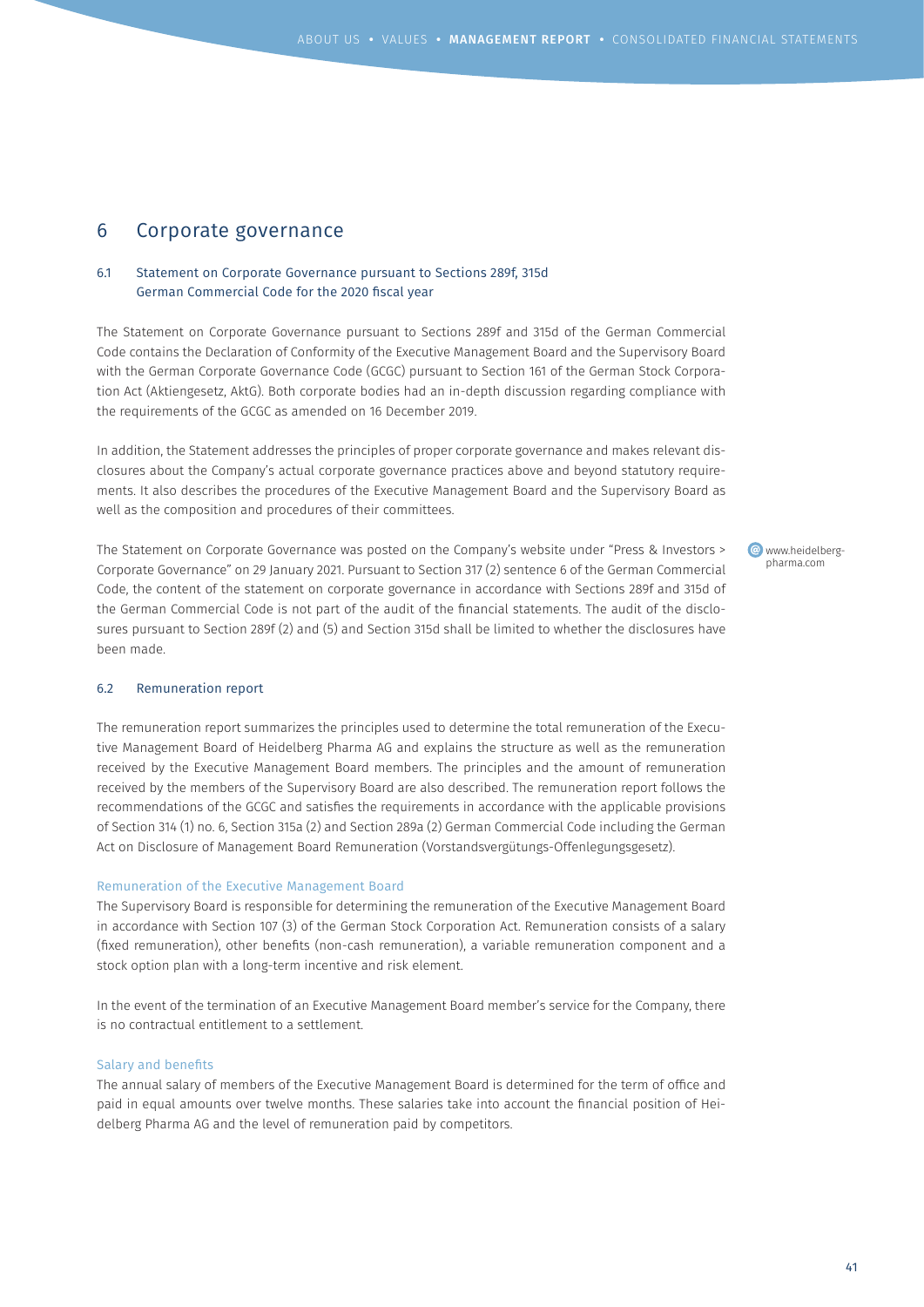# 6 Corporate governance

## 6.1 Statement on Corporate Governance pursuant to Sections 289f, 315d German Commercial Code for the 2020 fiscal year

The Statement on Corporate Governance pursuant to Sections 289f and 315d of the German Commercial Code contains the Declaration of Conformity of the Executive Management Board and the Supervisory Board with the German Corporate Governance Code (GCGC) pursuant to Section 161 of the German Stock Corporation Act (Aktiengesetz, AktG). Both corporate bodies had an in-depth discussion regarding compliance with the requirements of the GCGC as amended on 16 December 2019.

In addition, the Statement addresses the principles of proper corporate governance and makes relevant disclosures about the Company's actual corporate governance practices above and beyond statutory requirements. It also describes the procedures of the Executive Management Board and the Supervisory Board as well as the composition and procedures of their committees.

The Statement on Corporate Governance was posted on the Company's website under "Press & Investors > Corporate Governance" on 29 January 2021. Pursuant to Section 317 (2) sentence 6 of the German Commercial Code, the content of the statement on corporate governance in accordance with Sections 289f and 315d of the German Commercial Code is not part of the audit of the financial statements. The audit of the disclosures pursuant to Section 289f (2) and (5) and Section 315d shall be limited to whether the disclosures have been made.

www.heidelberg-pharma.com

## 6.2 Remuneration report

The remuneration report summarizes the principles used to determine the total remuneration of the Executive Management Board of Heidelberg Pharma AG and explains the structure as well as the remuneration received by the Executive Management Board members. The principles and the amount of remuneration received by the members of the Supervisory Board are also described. The remuneration report follows the recommendations of the GCGC and satisfies the requirements in accordance with the applicable provisions of Section 314 (1) no. 6, Section 315a (2) and Section 289a (2) German Commercial Code including the German Act on Disclosure of Management Board Remuneration (Vorstandsvergütungs-Offenlegungsgesetz).

### Remuneration of the Executive Management Board

The Supervisory Board is responsible for determining the remuneration of the Executive Management Board in accordance with Section 107 (3) of the German Stock Corporation Act. Remuneration consists of a salary (fixed remuneration), other benefits (non-cash remuneration), a variable remuneration component and a stock option plan with a long-term incentive and risk element.

In the event of the termination of an Executive Management Board member's service for the Company, there is no contractual entitlement to a settlement.

### Salary and benefits

The annual salary of members of the Executive Management Board is determined for the term of office and paid in equal amounts over twelve months. These salaries take into account the financial position of Heidelberg Pharma AG and the level of remuneration paid by competitors.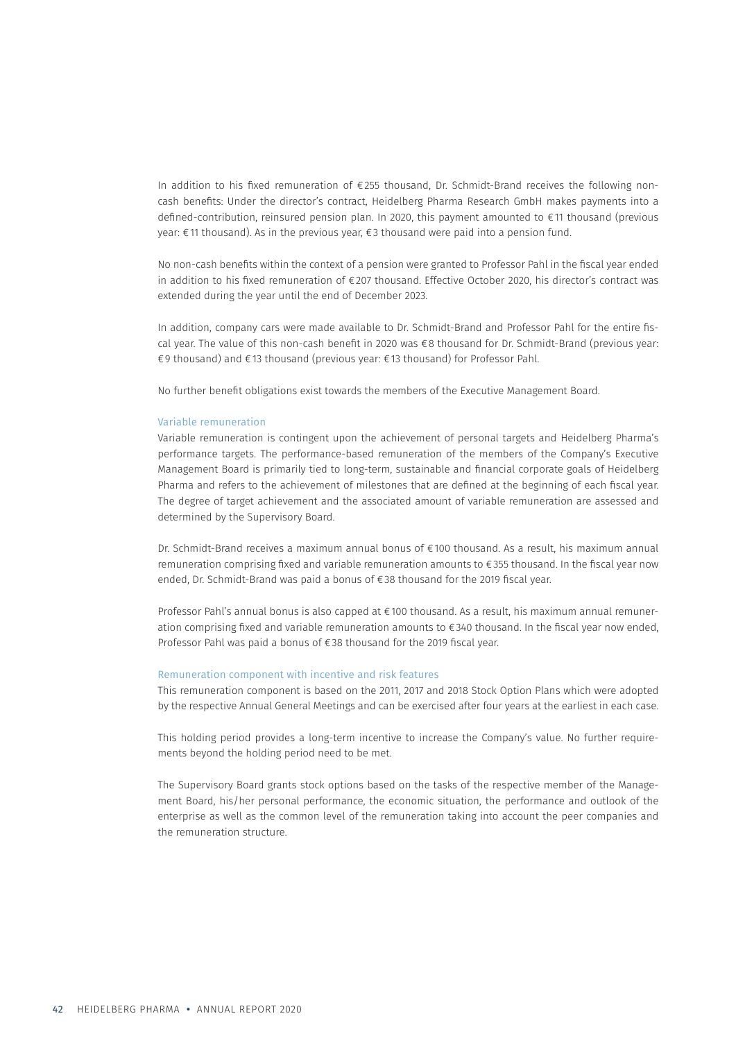In addition to his fixed remuneration of €255 thousand, Dr. Schmidt-Brand receives the following non-cash benefits: Under the director's contract, Heidelberg Pharma Research GmbH makes payments into a defined-contribution, reinsured pension plan. In 2020, this payment amounted to €11 thousand (previous year: €11 thousand). As in the previous year, €3 thousand were paid into a pension fund.

No non-cash benefits within the context of a pension were granted to Professor Pahl in the fiscal year ended in addition to his fixed remuneration of €207 thousand. Effective October 2020, his director's contract was extended during the year until the end of December 2023.

In addition, company cars were made available to Dr. Schmidt-Brand and Professor Pahl for the entire fiscal year. The value of this non-cash benefit in 2020 was €8 thousand for Dr. Schmidt-Brand (previous year: €9 thousand) and €13 thousand (previous year: €13 thousand) for Professor Pahl.

No further benefit obligations exist towards the members of the Executive Management Board.

### Variable remuneration

Variable remuneration is contingent upon the achievement of personal targets and Heidelberg Pharma's performance targets. The performance-based remuneration of the members of the Company's Executive Management Board is primarily tied to long-term, sustainable and financial corporate goals of Heidelberg Pharma and refers to the achievement of milestones that are defined at the beginning of each fiscal year. The degree of target achievement and the associated amount of variable remuneration are assessed and determined by the Supervisory Board.

Dr. Schmidt-Brand receives a maximum annual bonus of €100 thousand. As a result, his maximum annual remuneration comprising fixed and variable remuneration amounts to €355 thousand. In the fiscal year now ended, Dr. Schmidt-Brand was paid a bonus of €38 thousand for the 2019 fiscal year.

Professor Pahl's annual bonus is also capped at €100 thousand. As a result, his maximum annual remuneration comprising fixed and variable remuneration amounts to €340 thousand. In the fiscal year now ended, Professor Pahl was paid a bonus of €38 thousand for the 2019 fiscal year.

### Remuneration component with incentive and risk features

This remuneration component is based on the 2011, 2017 and 2018 Stock Option Plans which were adopted by the respective Annual General Meetings and can be exercised after four years at the earliest in each case.

This holding period provides a long-term incentive to increase the Company's value. No further requirements beyond the holding period need to be met.

The Supervisory Board grants stock options based on the tasks of the respective member of the Management Board, his/her personal performance, the economic situation, the performance and outlook of the enterprise as well as the common level of the remuneration taking into account the peer companies and the remuneration structure.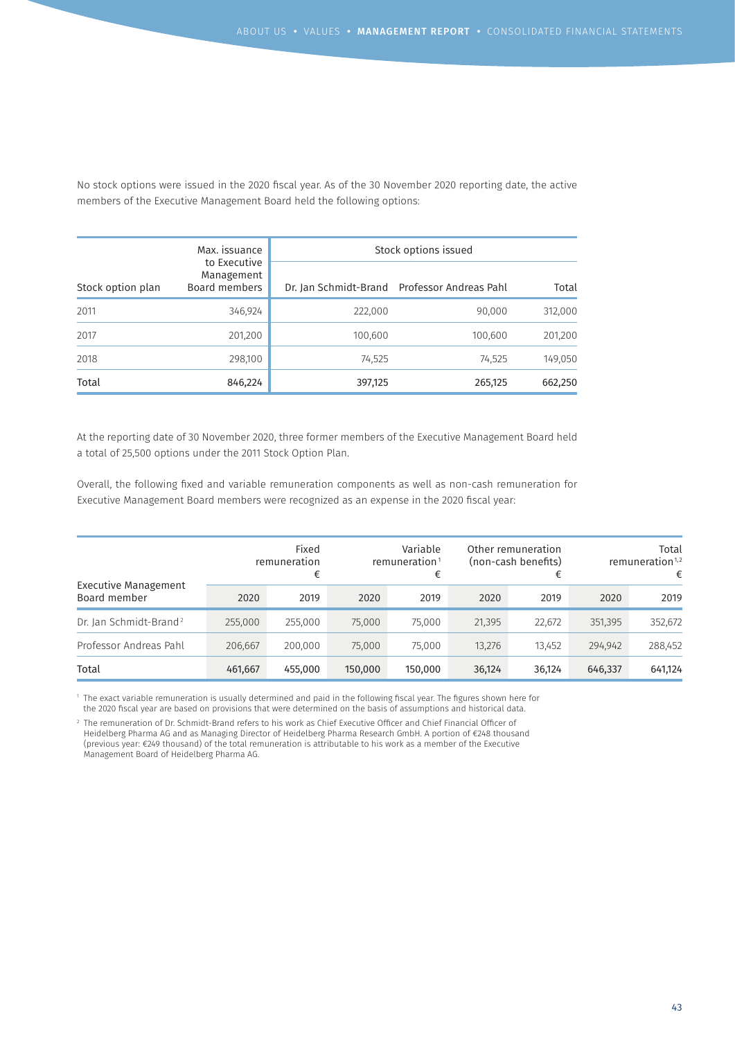No stock options were issued in the 2020 fiscal year. As of the 30 November 2020 reporting date, the active members of the Executive Management Board held the following options:

| Stock option plan | Max. issuance to Executive Management Board members | Stock options issued | | |
|---|---|---|---|---|
| | | Dr. Jan Schmidt-Brand | Professor Andreas Pahl | Total |
| 2011 | 346,924 | 222,000 | 90,000 | 312,000 |
| 2017 | 201,200 | 100,600 | 100,600 | 201,200 |
| 2018 | 298,100 | 74,525 | 74,525 | 149,050 |
| Total | 846,224 | 397,125 | 265,125 | 662,250 |

At the reporting date of 30 November 2020, three former members of the Executive Management Board held a total of 25,500 options under the 2011 Stock Option Plan.

Overall, the following fixed and variable remuneration components as well as non-cash remuneration for Executive Management Board members were recognized as an expense in the 2020 fiscal year:

| Executive Management Board member | Fixed remuneration € | | Variable remuneration[1] € | | Other remuneration (non-cash benefits) € | | Total remuneration[1,2] € | |
|---|---|---|---|---|---|---|---|---|
| | 2020 | 2019 | 2020 | 2019 | 2020 | 2019 | 2020 | 2019 |
| Dr. Jan Schmidt-Brand[2] | 255,000 | 255,000 | 75,000 | 75,000 | 21,395 | 22,672 | 351,395 | 352,672 |
| Professor Andreas Pahl | 206,667 | 200,000 | 75,000 | 75,000 | 13,276 | 13,452 | 294,942 | 288,452 |
| Total | 461,667 | 455,000 | 150,000 | 150,000 | 36,124 | 36,124 | 646,337 | 641,124 |

[1] The exact variable remuneration is usually determined and paid in the following fiscal year. The figures shown here for the 2020 fiscal year are based on provisions that were determined on the basis of assumptions and historical data.

[2] The remuneration of Dr. Schmidt-Brand refers to his work as Chief Executive Officer and Chief Financial Officer of Heidelberg Pharma AG and as Managing Director of Heidelberg Pharma Research GmbH. A portion of €248 thousand (previous year: €249 thousand) of the total remuneration is attributable to his work as a member of the Executive Management Board of Heidelberg Pharma AG.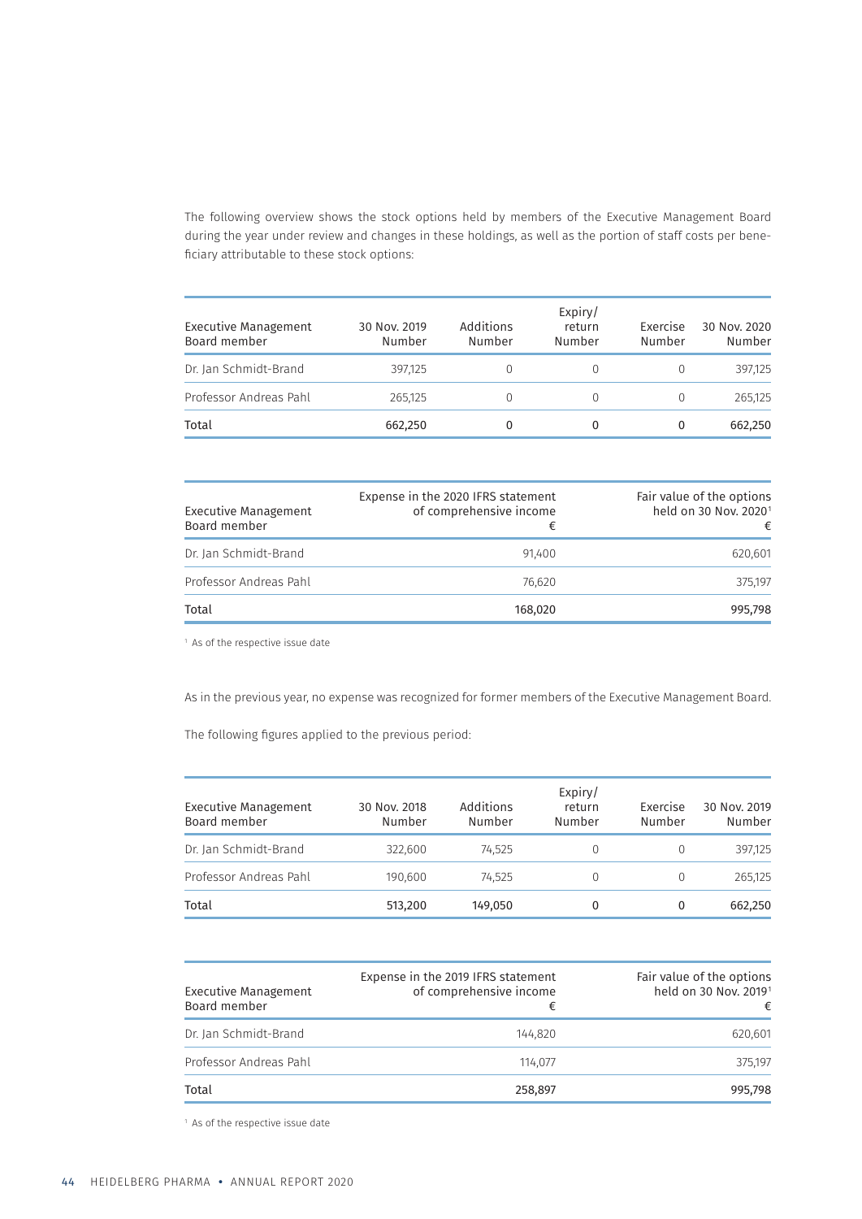The following overview shows the stock options held by members of the Executive Management Board during the year under review and changes in these holdings, as well as the portion of staff costs per beneficiary attributable to these stock options:

| Executive Management Board member | 30 Nov. 2019 Number | Additions Number | Expiry/ return Number | Exercise Number | 30 Nov. 2020 Number |
|---|---|---|---|---|---|
| Dr. Jan Schmidt-Brand | 397,125 | 0 | 0 | 0 | 397,125 |
| Professor Andreas Pahl | 265,125 | 0 | 0 | 0 | 265,125 |
| Total | 662,250 | 0 | 0 | 0 | 662,250 |

| Executive Management Board member | Expense in the 2020 IFRS statement of comprehensive income € | Fair value of the options held on 30 Nov. 2020[1] € |
|---|---|---|
| Dr. Jan Schmidt-Brand | 91,400 | 620,601 |
| Professor Andreas Pahl | 76,620 | 375,197 |
| Total | 168,020 | 995,798 |

[1] As of the respective issue date

As in the previous year, no expense was recognized for former members of the Executive Management Board.

The following figures applied to the previous period:

| Executive Management Board member | 30 Nov. 2018 Number | Additions Number | Expiry/ return Number | Exercise Number | 30 Nov. 2019 Number |
|---|---|---|---|---|---|
| Dr. Jan Schmidt-Brand | 322,600 | 74,525 | 0 | 0 | 397,125 |
| Professor Andreas Pahl | 190,600 | 74,525 | 0 | 0 | 265,125 |
| Total | 513,200 | 149,050 | 0 | 0 | 662,250 |

| Executive Management Board member | Expense in the 2019 IFRS statement of comprehensive income € | Fair value of the options held on 30 Nov. 2019[1] € |
|---|---|---|
| Dr. Jan Schmidt-Brand | 144,820 | 620,601 |
| Professor Andreas Pahl | 114,077 | 375,197 |
| Total | 258,897 | 995,798 |

[1] As of the respective issue date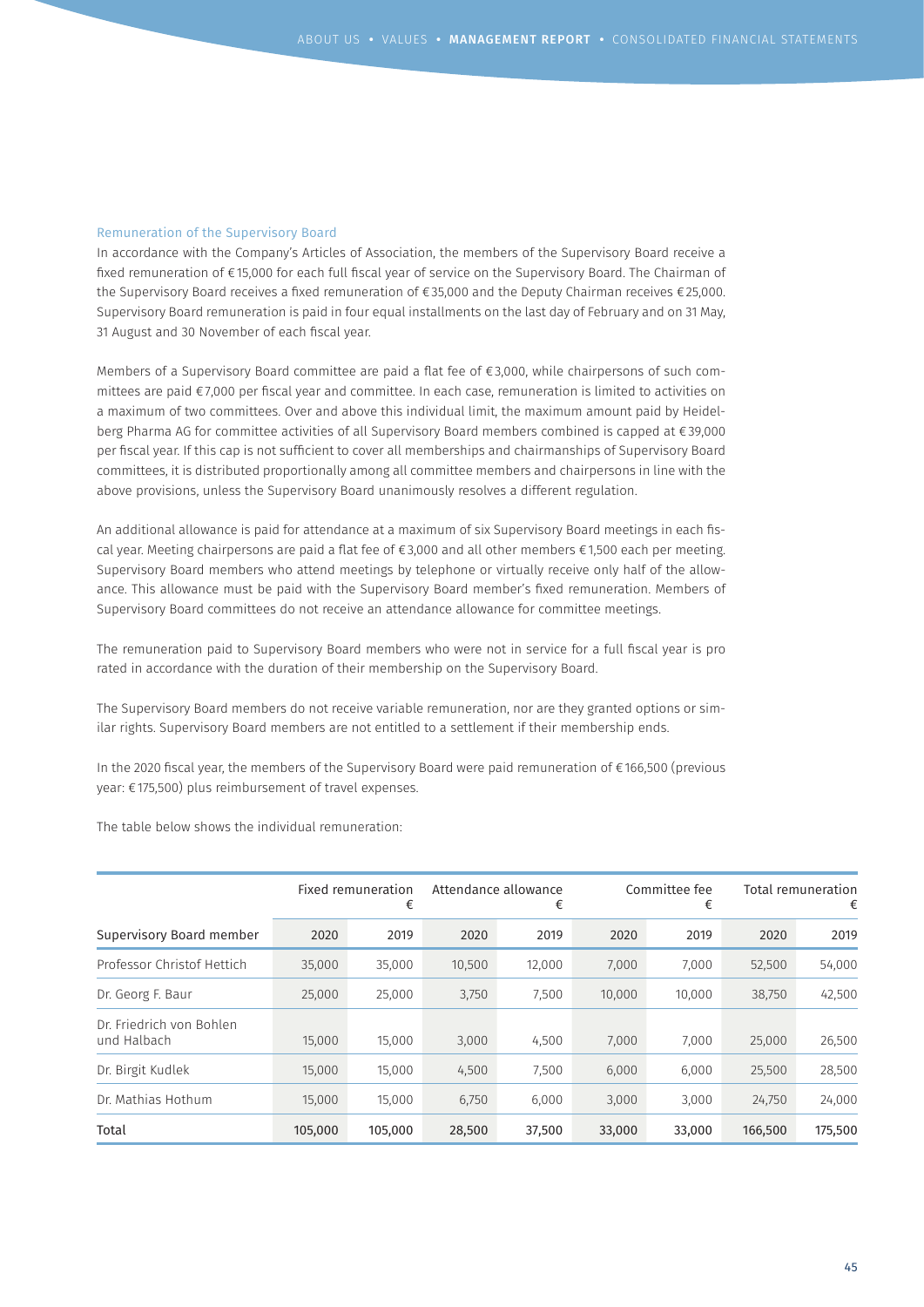### Remuneration of the Supervisory Board

In accordance with the Company's Articles of Association, the members of the Supervisory Board receive a fixed remuneration of €15,000 for each full fiscal year of service on the Supervisory Board. The Chairman of the Supervisory Board receives a fixed remuneration of €35,000 and the Deputy Chairman receives €25,000. Supervisory Board remuneration is paid in four equal installments on the last day of February and on 31 May, 31 August and 30 November of each fiscal year.

Members of a Supervisory Board committee are paid a flat fee of €3,000, while chairpersons of such committees are paid €7,000 per fiscal year and committee. In each case, remuneration is limited to activities on a maximum of two committees. Over and above this individual limit, the maximum amount paid by Heidelberg Pharma AG for committee activities of all Supervisory Board members combined is capped at €39,000 per fiscal year. If this cap is not sufficient to cover all memberships and chairmanships of Supervisory Board committees, it is distributed proportionally among all committee members and chairpersons in line with the above provisions, unless the Supervisory Board unanimously resolves a different regulation.

An additional allowance is paid for attendance at a maximum of six Supervisory Board meetings in each fiscal year. Meeting chairpersons are paid a flat fee of €3,000 and all other members €1,500 each per meeting. Supervisory Board members who attend meetings by telephone or virtually receive only half of the allowance. This allowance must be paid with the Supervisory Board member's fixed remuneration. Members of Supervisory Board committees do not receive an attendance allowance for committee meetings.

The remuneration paid to Supervisory Board members who were not in service for a full fiscal year is pro rated in accordance with the duration of their membership on the Supervisory Board.

The Supervisory Board members do not receive variable remuneration, nor are they granted options or similar rights. Supervisory Board members are not entitled to a settlement if their membership ends.

In the 2020 fiscal year, the members of the Supervisory Board were paid remuneration of €166,500 (previous year: €175,500) plus reimbursement of travel expenses.

The table below shows the individual remuneration:

| | Fixed remuneration € | | Attendance allowance € | | Committee fee € | | Total remuneration € | |
|---|---|---|---|---|---|---|---|---|
| Supervisory Board member | 2020 | 2019 | 2020 | 2019 | 2020 | 2019 | 2020 | 2019 |
| Professor Christof Hettich | 35,000 | 35,000 | 10,500 | 12,000 | 7,000 | 7,000 | 52,500 | 54,000 |
| Dr. Georg F. Baur | 25,000 | 25,000 | 3,750 | 7,500 | 10,000 | 10,000 | 38,750 | 42,500 |
| Dr. Friedrich von Bohlen und Halbach | 15,000 | 15,000 | 3,000 | 4,500 | 7,000 | 7,000 | 25,000 | 26,500 |
| Dr. Birgit Kudlek | 15,000 | 15,000 | 4,500 | 7,500 | 6,000 | 6,000 | 25,500 | 28,500 |
| Dr. Mathias Hothum | 15,000 | 15,000 | 6,750 | 6,000 | 3,000 | 3,000 | 24,750 | 24,000 |
| Total | 105,000 | 105,000 | 28,500 | 37,500 | 33,000 | 33,000 | 166,500 | 175,500 |